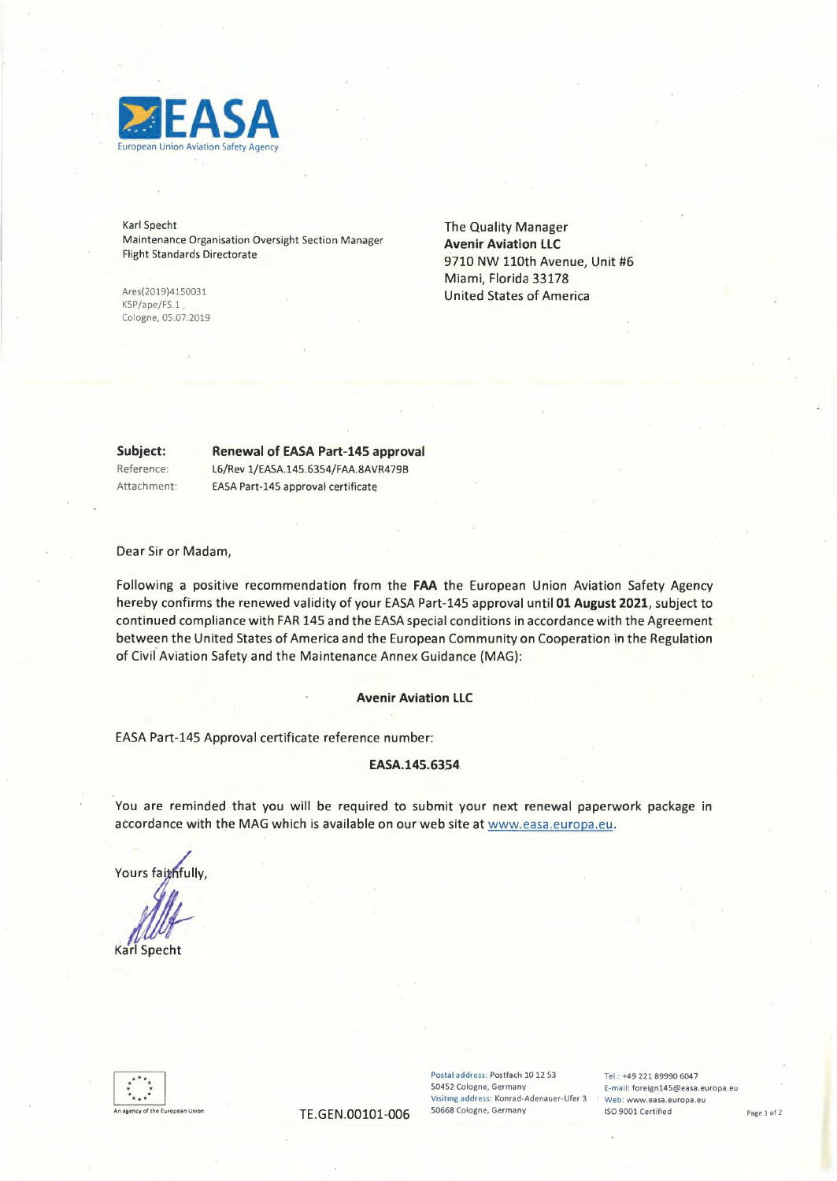**EASA**
European Union Aviation Safety Agency

Karl Specht
Maintenance Organisation Oversight Section Manager
Flight Standards Directorate

Ares(2019)4150031
KSP/ape/FS.1
Cologne, 05.07.2019

The Quality Manager
**Avenir Aviation LLC**
9710 NW 110th Avenue, Unit #6
Miami, Florida 33178
United States of America

**Subject:** **Renewal of EASA Part-145 approval**
Reference: L6/Rev 1/EASA.145.6354/FAA.8AVR479B
Attachment: EASA Part-145 approval certificate

Dear Sir or Madam,

Following a positive recommendation from the **FAA** the European Union Aviation Safety Agency hereby confirms the renewed validity of your EASA Part-145 approval until **01 August 2021**, subject to continued compliance with FAR 145 and the EASA special conditions in accordance with the Agreement between the United States of America and the European Community on Cooperation in the Regulation of Civil Aviation Safety and the Maintenance Annex Guidance (MAG):

**Avenir Aviation LLC**

EASA Part-145 Approval certificate reference number:

**EASA.145.6354**

You are reminded that you will be required to submit your next renewal paperwork package in accordance with the MAG which is available on our web site at www.easa.europa.eu.

Yours faithfully,

Karl Specht

An agency of the European Union

TE.GEN.00101-006

Postal address: Postfach 10 12 53
50452 Cologne, Germany
Visiting address: Konrad-Adenauer-Ufer 3
50668 Cologne, Germany

Tel.: +49 221 89990 6047
E-mail: foreign145@easa.europa.eu
Web: www.easa.europa.eu
ISO 9001 Certified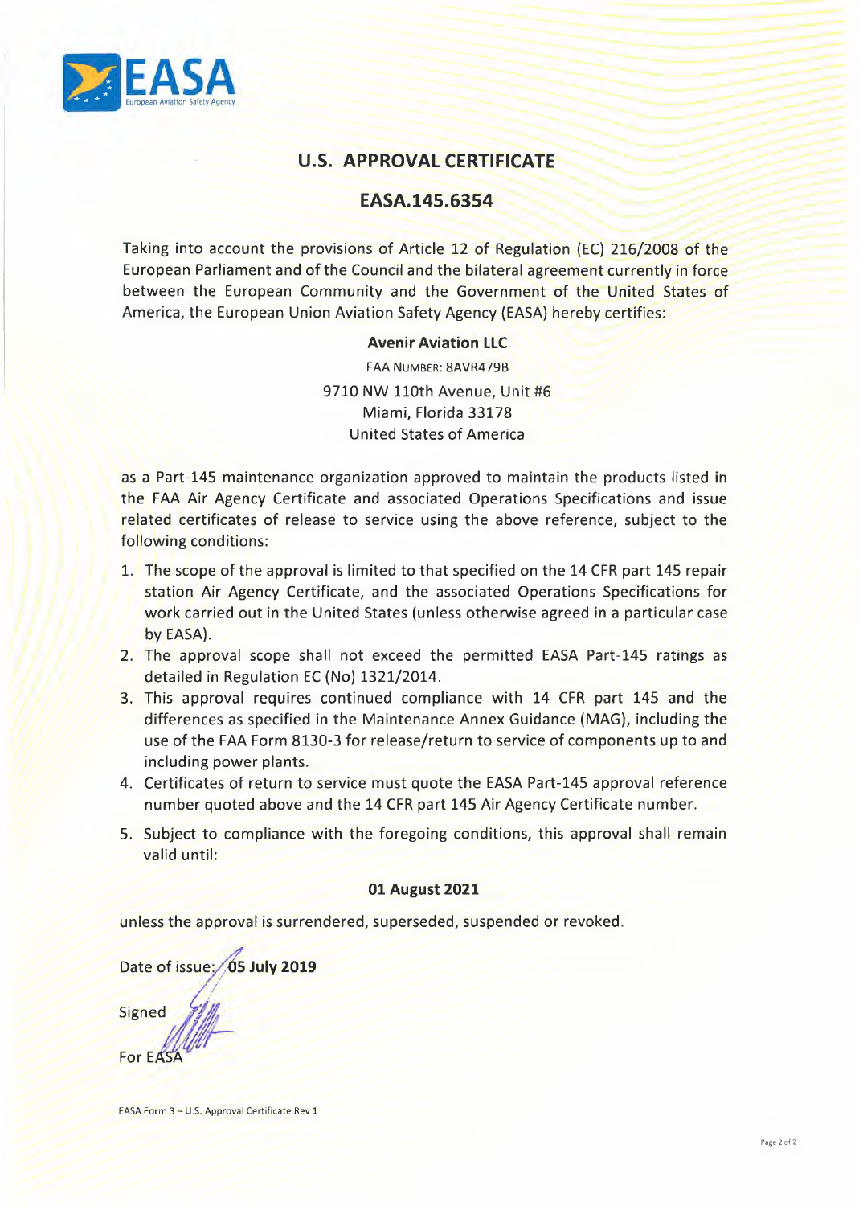EASA
European Aviation Safety Agency

# U.S. APPROVAL CERTIFICATE

## EASA.145.6354

Taking into account the provisions of Article 12 of Regulation (EC) 216/2008 of the European Parliament and of the Council and the bilateral agreement currently in force between the European Community and the Government of the United States of America, the European Union Aviation Safety Agency (EASA) hereby certifies:

**Avenir Aviation LLC**

FAA NUMBER: 8AVR479B
9710 NW 110th Avenue, Unit #6
Miami, Florida 33178
United States of America

as a Part-145 maintenance organization approved to maintain the products listed in the FAA Air Agency Certificate and associated Operations Specifications and issue related certificates of release to service using the above reference, subject to the following conditions:

1. The scope of the approval is limited to that specified on the 14 CFR part 145 repair station Air Agency Certificate, and the associated Operations Specifications for work carried out in the United States (unless otherwise agreed in a particular case by EASA).
2. The approval scope shall not exceed the permitted EASA Part-145 ratings as detailed in Regulation EC (No) 1321/2014.
3. This approval requires continued compliance with 14 CFR part 145 and the differences as specified in the Maintenance Annex Guidance (MAG), including the use of the FAA Form 8130-3 for release/return to service of components up to and including power plants.
4. Certificates of return to service must quote the EASA Part-145 approval reference number quoted above and the 14 CFR part 145 Air Agency Certificate number.
5. Subject to compliance with the foregoing conditions, this approval shall remain valid until:

**01 August 2021**

unless the approval is surrendered, superseded, suspended or revoked.

Date of issue: **05 July 2019**

Signed

For EASA

EASA Form 3 – U.S. Approval Certificate Rev 1